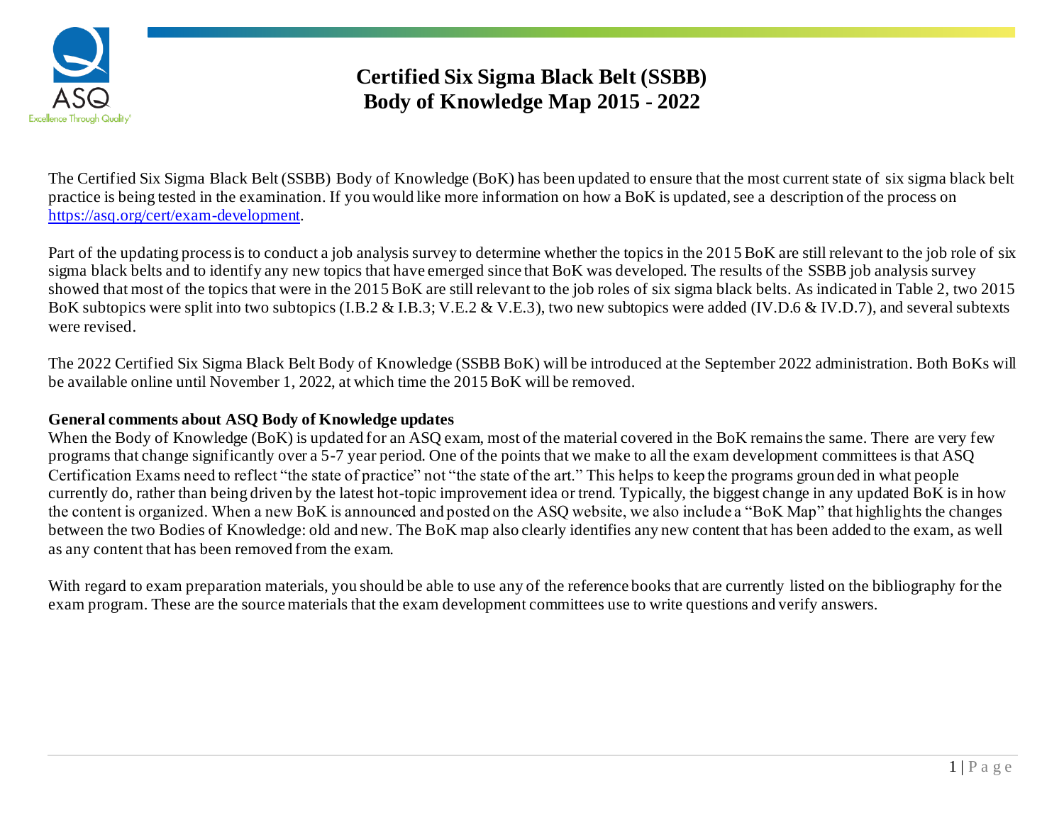# Certified Six Sigma Black Belt (SSBB)
# Body of Knowledge Map 2015 - 2022

The Certified Six Sigma Black Belt (SSBB) Body of Knowledge (BoK) has been updated to ensure that the most current state of six sigma black belt practice is being tested in the examination. If you would like more information on how a BoK is updated, see a description of the process on [https://asq.org/cert/exam-development](https://asq.org/cert/exam-development).

Part of the updating process is to conduct a job analysis survey to determine whether the topics in the 2015 BoK are still relevant to the job role of six sigma black belts and to identify any new topics that have emerged since that BoK was developed. The results of the SSBB job analysis survey showed that most of the topics that were in the 2015 BoK are still relevant to the job roles of six sigma black belts. As indicated in Table 2, two 2015 BoK subtopics were split into two subtopics (I.B.2 & I.B.3; V.E.2 & V.E.3), two new subtopics were added (IV.D.6 & IV.D.7), and several subtexts were revised.

The 2022 Certified Six Sigma Black Belt Body of Knowledge (SSBB BoK) will be introduced at the September 2022 administration. Both BoKs will be available online until November 1, 2022, at which time the 2015 BoK will be removed.

**General comments about ASQ Body of Knowledge updates**

When the Body of Knowledge (BoK) is updated for an ASQ exam, most of the material covered in the BoK remains the same. There are very few programs that change significantly over a 5-7 year period. One of the points that we make to all the exam development committees is that ASQ Certification Exams need to reflect "the state of practice" not "the state of the art." This helps to keep the programs grounded in what people currently do, rather than being driven by the latest hot-topic improvement idea or trend. Typically, the biggest change in any updated BoK is in how the content is organized. When a new BoK is announced and posted on the ASQ website, we also include a "BoK Map" that highlights the changes between the two Bodies of Knowledge: old and new. The BoK map also clearly identifies any new content that has been added to the exam, as well as any content that has been removed from the exam.

With regard to exam preparation materials, you should be able to use any of the reference books that are currently listed on the bibliography for the exam program. These are the source materials that the exam development committees use to write questions and verify answers.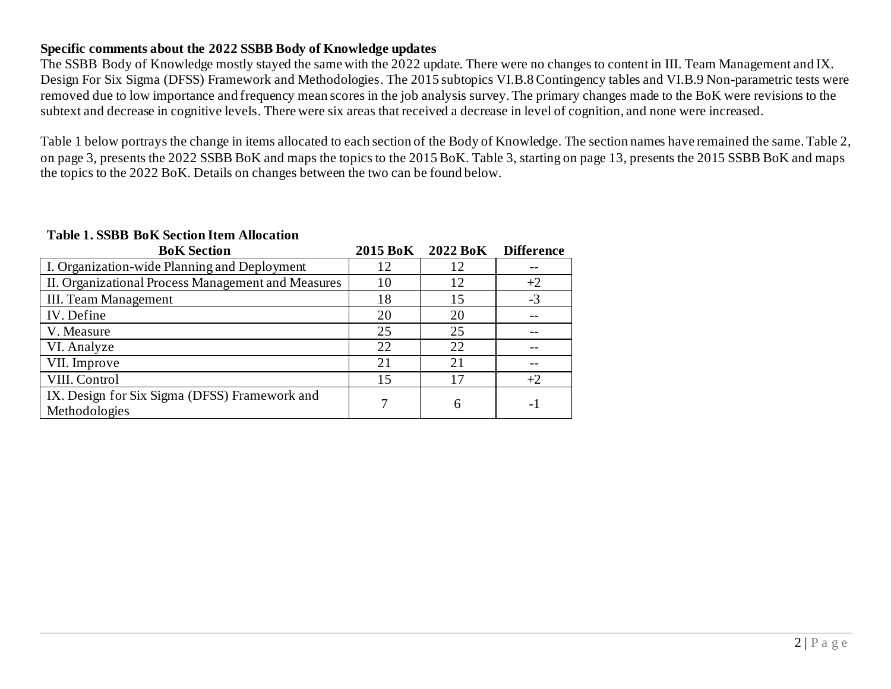**Specific comments about the 2022 SSBB Body of Knowledge updates**

The SSBB Body of Knowledge mostly stayed the same with the 2022 update. There were no changes to content in III. Team Management and IX. Design For Six Sigma (DFSS) Framework and Methodologies. The 2015 subtopics VI.B.8 Contingency tables and VI.B.9 Non-parametric tests were removed due to low importance and frequency mean scores in the job analysis survey. The primary changes made to the BoK were revisions to the subtext and decrease in cognitive levels. There were six areas that received a decrease in level of cognition, and none were increased.

Table 1 below portrays the change in items allocated to each section of the Body of Knowledge. The section names have remained the same. Table 2, on page 3, presents the 2022 SSBB BoK and maps the topics to the 2015 BoK. Table 3, starting on page 13, presents the 2015 SSBB BoK and maps the topics to the 2022 BoK. Details on changes between the two can be found below.

**Table 1. SSBB BoK Section Item Allocation**

| BoK Section | 2015 BoK | 2022 BoK | Difference |
|---|---|---|---|
| I. Organization-wide Planning and Deployment | 12 | 12 | -- |
| II. Organizational Process Management and Measures | 10 | 12 | +2 |
| III. Team Management | 18 | 15 | -3 |
| IV. Define | 20 | 20 | -- |
| V. Measure | 25 | 25 | -- |
| VI. Analyze | 22 | 22 | -- |
| VII. Improve | 21 | 21 | -- |
| VIII. Control | 15 | 17 | +2 |
| IX. Design for Six Sigma (DFSS) Framework and Methodologies | 7 | 6 | -1 |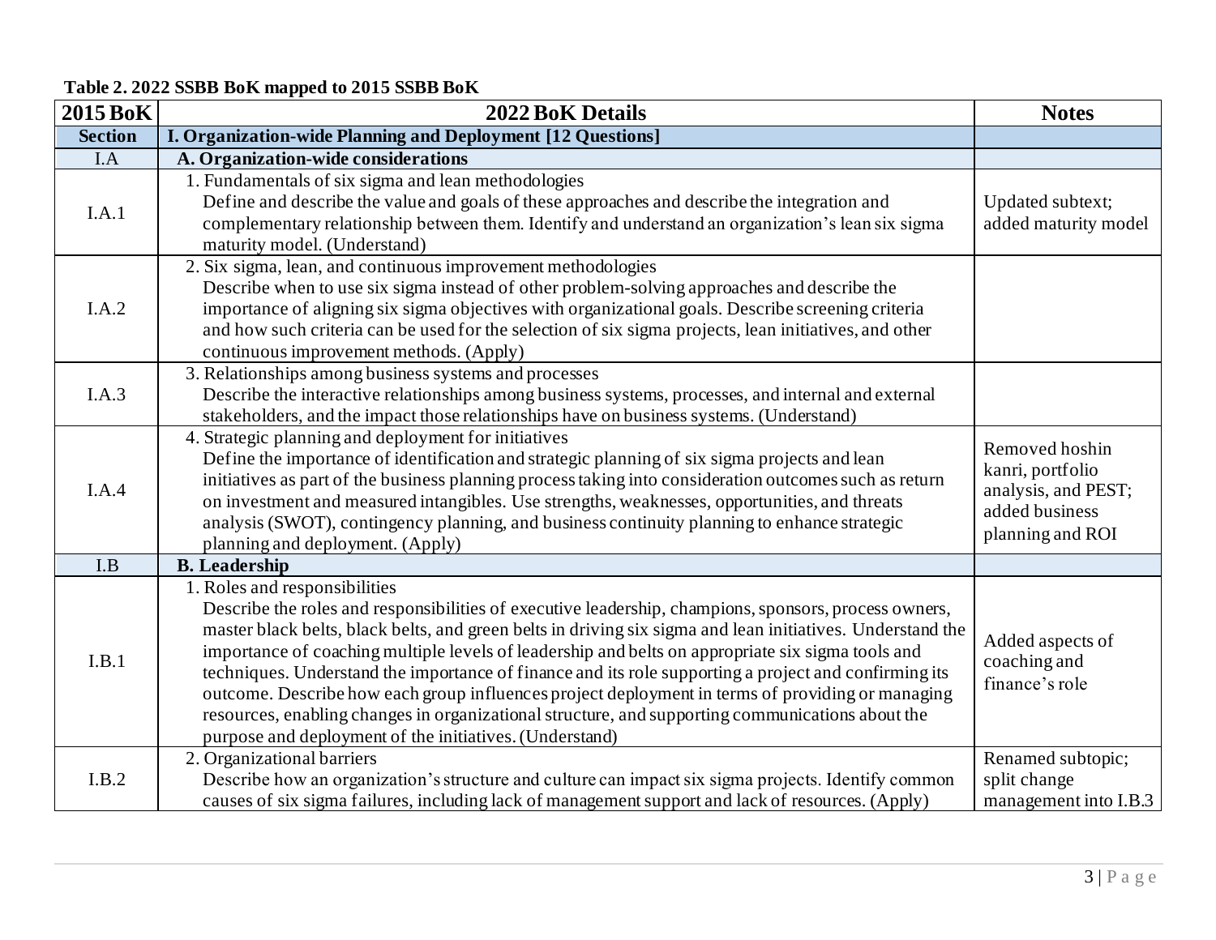**Table 2. 2022 SSBB BoK mapped to 2015 SSBB BoK**

| 2015 BoK | 2022 BoK Details | Notes |
|---|---|---|
| **Section** | **I. Organization-wide Planning and Deployment [12 Questions]** | |
| I.A | **A. Organization-wide considerations** | |
| I.A.1 | 1. Fundamentals of six sigma and lean methodologies<br>Define and describe the value and goals of these approaches and describe the integration and complementary relationship between them. Identify and understand an organization's lean six sigma maturity model. (Understand) | Updated subtext; added maturity model |
| I.A.2 | 2. Six sigma, lean, and continuous improvement methodologies<br>Describe when to use six sigma instead of other problem-solving approaches and describe the importance of aligning six sigma objectives with organizational goals. Describe screening criteria and how such criteria can be used for the selection of six sigma projects, lean initiatives, and other continuous improvement methods. (Apply) | |
| I.A.3 | 3. Relationships among business systems and processes<br>Describe the interactive relationships among business systems, processes, and internal and external stakeholders, and the impact those relationships have on business systems. (Understand) | |
| I.A.4 | 4. Strategic planning and deployment for initiatives<br>Define the importance of identification and strategic planning of six sigma projects and lean initiatives as part of the business planning process taking into consideration outcomes such as return on investment and measured intangibles. Use strengths, weaknesses, opportunities, and threats analysis (SWOT), contingency planning, and business continuity planning to enhance strategic planning and deployment. (Apply) | Removed hoshin kanri, portfolio analysis, and PEST; added business planning and ROI |
| I.B | **B. Leadership** | |
| I.B.1 | 1. Roles and responsibilities<br>Describe the roles and responsibilities of executive leadership, champions, sponsors, process owners, master black belts, black belts, and green belts in driving six sigma and lean initiatives. Understand the importance of coaching multiple levels of leadership and belts on appropriate six sigma tools and techniques. Understand the importance of finance and its role supporting a project and confirming its outcome. Describe how each group influences project deployment in terms of providing or managing resources, enabling changes in organizational structure, and supporting communications about the purpose and deployment of the initiatives. (Understand) | Added aspects of coaching and finance's role |
| I.B.2 | 2. Organizational barriers<br>Describe how an organization's structure and culture can impact six sigma projects. Identify common causes of six sigma failures, including lack of management support and lack of resources. (Apply) | Renamed subtopic; split change management into I.B.3 |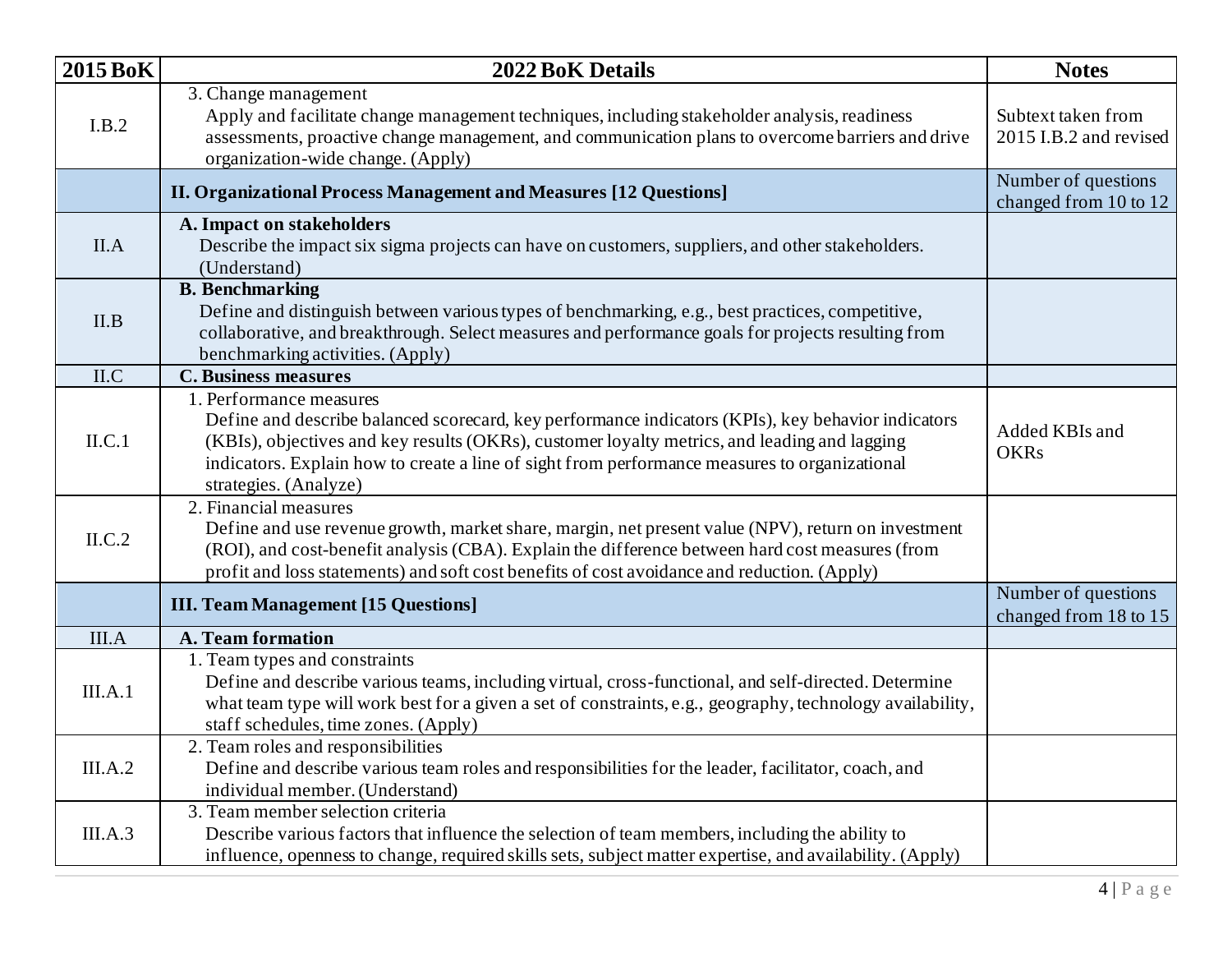| 2015 BoK | 2022 BoK Details | Notes |
|---|---|---|
| I.B.2 | 3. Change management<br>Apply and facilitate change management techniques, including stakeholder analysis, readiness assessments, proactive change management, and communication plans to overcome barriers and drive organization-wide change. (Apply) | Subtext taken from 2015 I.B.2 and revised |
| | **II. Organizational Process Management and Measures [12 Questions]** | Number of questions changed from 10 to 12 |
| II.A | **A. Impact on stakeholders**<br>Describe the impact six sigma projects can have on customers, suppliers, and other stakeholders. (Understand) | |
| II.B | **B. Benchmarking**<br>Define and distinguish between various types of benchmarking, e.g., best practices, competitive, collaborative, and breakthrough. Select measures and performance goals for projects resulting from benchmarking activities. (Apply) | |
| II.C | **C. Business measures** | |
| II.C.1 | 1. Performance measures<br>Define and describe balanced scorecard, key performance indicators (KPIs), key behavior indicators (KBIs), objectives and key results (OKRs), customer loyalty metrics, and leading and lagging indicators. Explain how to create a line of sight from performance measures to organizational strategies. (Analyze) | Added KBIs and OKRs |
| II.C.2 | 2. Financial measures<br>Define and use revenue growth, market share, margin, net present value (NPV), return on investment (ROI), and cost-benefit analysis (CBA). Explain the difference between hard cost measures (from profit and loss statements) and soft cost benefits of cost avoidance and reduction. (Apply) | |
| | **III. Team Management [15 Questions]** | Number of questions changed from 18 to 15 |
| III.A | **A. Team formation** | |
| III.A.1 | 1. Team types and constraints<br>Define and describe various teams, including virtual, cross-functional, and self-directed. Determine what team type will work best for a given a set of constraints, e.g., geography, technology availability, staff schedules, time zones. (Apply) | |
| III.A.2 | 2. Team roles and responsibilities<br>Define and describe various team roles and responsibilities for the leader, facilitator, coach, and individual member. (Understand) | |
| III.A.3 | 3. Team member selection criteria<br>Describe various factors that influence the selection of team members, including the ability to influence, openness to change, required skills sets, subject matter expertise, and availability. (Apply) | |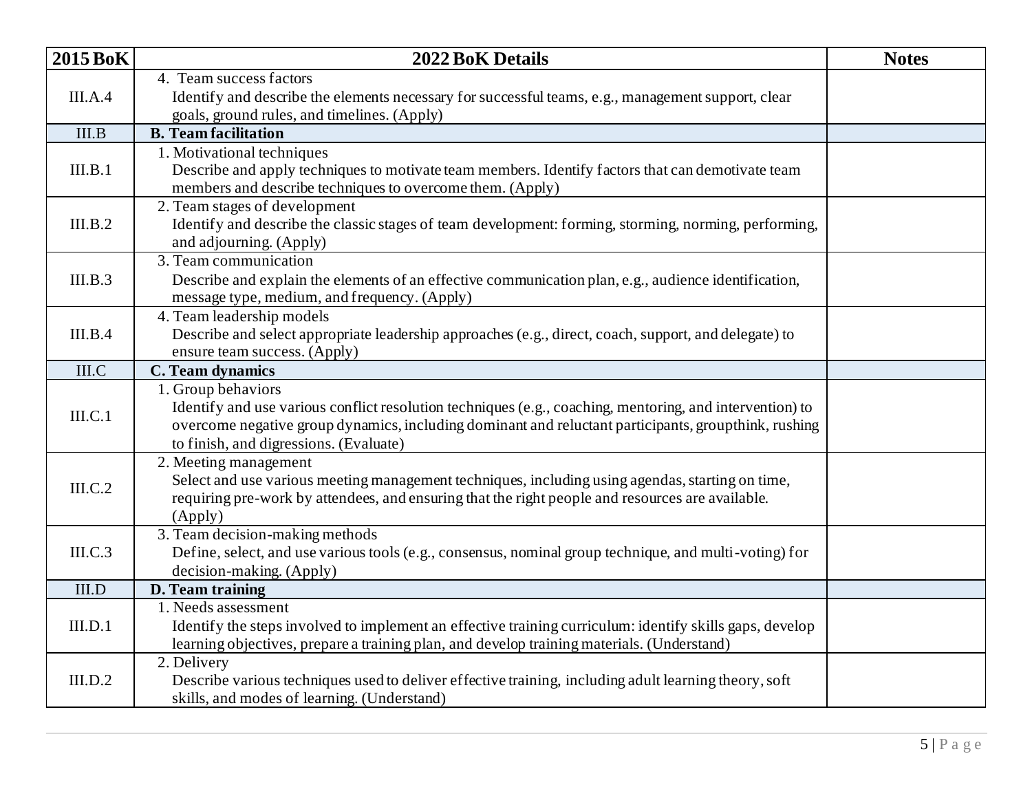| 2015 BoK | 2022 BoK Details | Notes |
|---|---|---|
| III.A.4 | 4. Team success factors<br>Identify and describe the elements necessary for successful teams, e.g., management support, clear goals, ground rules, and timelines. (Apply) | |
| III.B | **B. Team facilitation** | |
| III.B.1 | 1. Motivational techniques<br>Describe and apply techniques to motivate team members. Identify factors that can demotivate team members and describe techniques to overcome them. (Apply) | |
| III.B.2 | 2. Team stages of development<br>Identify and describe the classic stages of team development: forming, storming, norming, performing, and adjourning. (Apply) | |
| III.B.3 | 3. Team communication<br>Describe and explain the elements of an effective communication plan, e.g., audience identification, message type, medium, and frequency. (Apply) | |
| III.B.4 | 4. Team leadership models<br>Describe and select appropriate leadership approaches (e.g., direct, coach, support, and delegate) to ensure team success. (Apply) | |
| III.C | **C. Team dynamics** | |
| III.C.1 | 1. Group behaviors<br>Identify and use various conflict resolution techniques (e.g., coaching, mentoring, and intervention) to overcome negative group dynamics, including dominant and reluctant participants, groupthink, rushing to finish, and digressions. (Evaluate) | |
| III.C.2 | 2. Meeting management<br>Select and use various meeting management techniques, including using agendas, starting on time, requiring pre-work by attendees, and ensuring that the right people and resources are available. (Apply) | |
| III.C.3 | 3. Team decision-making methods<br>Define, select, and use various tools (e.g., consensus, nominal group technique, and multi-voting) for decision-making. (Apply) | |
| III.D | **D. Team training** | |
| III.D.1 | 1. Needs assessment<br>Identify the steps involved to implement an effective training curriculum: identify skills gaps, develop learning objectives, prepare a training plan, and develop training materials. (Understand) | |
| III.D.2 | 2. Delivery<br>Describe various techniques used to deliver effective training, including adult learning theory, soft skills, and modes of learning. (Understand) | |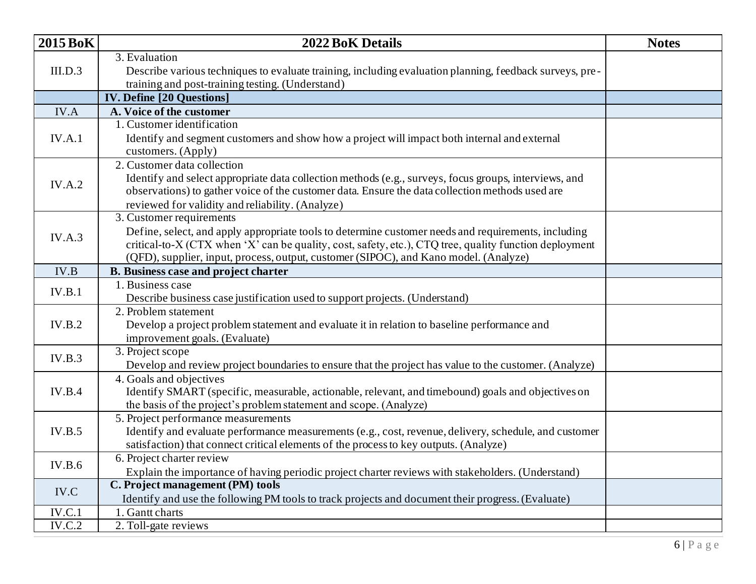| 2015 BoK | 2022 BoK Details | Notes |
|---|---|---|
| III.D.3 | 3. Evaluation<br>Describe various techniques to evaluate training, including evaluation planning, feedback surveys, pre-training and post-training testing. (Understand) | |
| | **IV. Define [20 Questions]** | |
| IV.A | **A. Voice of the customer** | |
| IV.A.1 | 1. Customer identification<br>Identify and segment customers and show how a project will impact both internal and external customers. (Apply) | |
| IV.A.2 | 2. Customer data collection<br>Identify and select appropriate data collection methods (e.g., surveys, focus groups, interviews, and observations) to gather voice of the customer data. Ensure the data collection methods used are reviewed for validity and reliability. (Analyze) | |
| IV.A.3 | 3. Customer requirements<br>Define, select, and apply appropriate tools to determine customer needs and requirements, including critical-to-X (CTX when 'X' can be quality, cost, safety, etc.), CTQ tree, quality function deployment (QFD), supplier, input, process, output, customer (SIPOC), and Kano model. (Analyze) | |
| IV.B | **B. Business case and project charter** | |
| IV.B.1 | 1. Business case<br>Describe business case justification used to support projects. (Understand) | |
| IV.B.2 | 2. Problem statement<br>Develop a project problem statement and evaluate it in relation to baseline performance and improvement goals. (Evaluate) | |
| IV.B.3 | 3. Project scope<br>Develop and review project boundaries to ensure that the project has value to the customer. (Analyze) | |
| IV.B.4 | 4. Goals and objectives<br>Identify SMART (specific, measurable, actionable, relevant, and timebound) goals and objectives on the basis of the project's problem statement and scope. (Analyze) | |
| IV.B.5 | 5. Project performance measurements<br>Identify and evaluate performance measurements (e.g., cost, revenue, delivery, schedule, and customer satisfaction) that connect critical elements of the process to key outputs. (Analyze) | |
| IV.B.6 | 6. Project charter review<br>Explain the importance of having periodic project charter reviews with stakeholders. (Understand) | |
| IV.C | **C. Project management (PM) tools**<br>Identify and use the following PM tools to track projects and document their progress. (Evaluate) | |
| IV.C.1 | 1. Gantt charts | |
| IV.C.2 | 2. Toll-gate reviews | |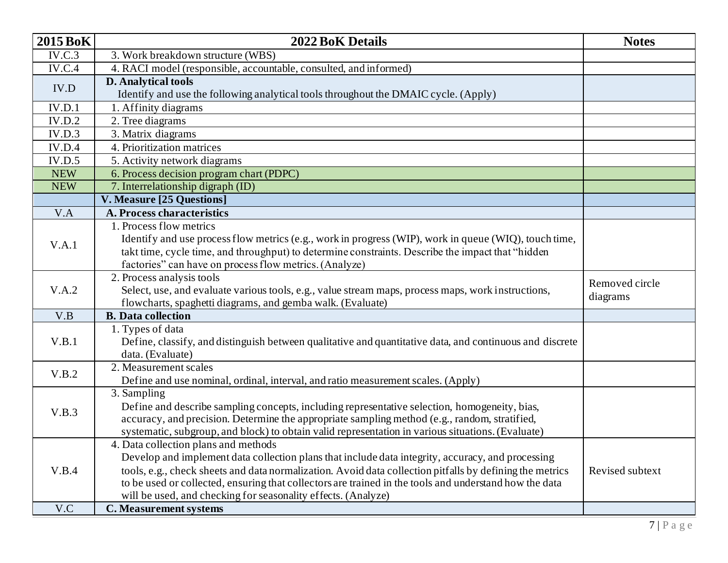| 2015 BoK | 2022 BoK Details | Notes |
|---|---|---|
| IV.C.3 | 3. Work breakdown structure (WBS) | |
| IV.C.4 | 4. RACI model (responsible, accountable, consulted, and informed) | |
| IV.D | **D. Analytical tools**<br>Identify and use the following analytical tools throughout the DMAIC cycle. (Apply) | |
| IV.D.1 | 1. Affinity diagrams | |
| IV.D.2 | 2. Tree diagrams | |
| IV.D.3 | 3. Matrix diagrams | |
| IV.D.4 | 4. Prioritization matrices | |
| IV.D.5 | 5. Activity network diagrams | |
| NEW | 6. Process decision program chart (PDPC) | |
| NEW | 7. Interrelationship digraph (ID) | |
| | **V. Measure [25 Questions]** | |
| V.A | **A. Process characteristics** | |
| V.A.1 | 1. Process flow metrics<br>Identify and use process flow metrics (e.g., work in progress (WIP), work in queue (WIQ), touch time, takt time, cycle time, and throughput) to determine constraints. Describe the impact that "hidden factories" can have on process flow metrics. (Analyze) | |
| V.A.2 | 2. Process analysis tools<br>Select, use, and evaluate various tools, e.g., value stream maps, process maps, work instructions, flowcharts, spaghetti diagrams, and gemba walk. (Evaluate) | Removed circle diagrams |
| V.B | **B. Data collection** | |
| V.B.1 | 1. Types of data<br>Define, classify, and distinguish between qualitative and quantitative data, and continuous and discrete data. (Evaluate) | |
| V.B.2 | 2. Measurement scales<br>Define and use nominal, ordinal, interval, and ratio measurement scales. (Apply) | |
| V.B.3 | 3. Sampling<br>Define and describe sampling concepts, including representative selection, homogeneity, bias, accuracy, and precision. Determine the appropriate sampling method (e.g., random, stratified, systematic, subgroup, and block) to obtain valid representation in various situations. (Evaluate) | |
| V.B.4 | 4. Data collection plans and methods<br>Develop and implement data collection plans that include data integrity, accuracy, and processing tools, e.g., check sheets and data normalization. Avoid data collection pitfalls by defining the metrics to be used or collected, ensuring that collectors are trained in the tools and understand how the data will be used, and checking for seasonality effects. (Analyze) | Revised subtext |
| V.C | **C. Measurement systems** | |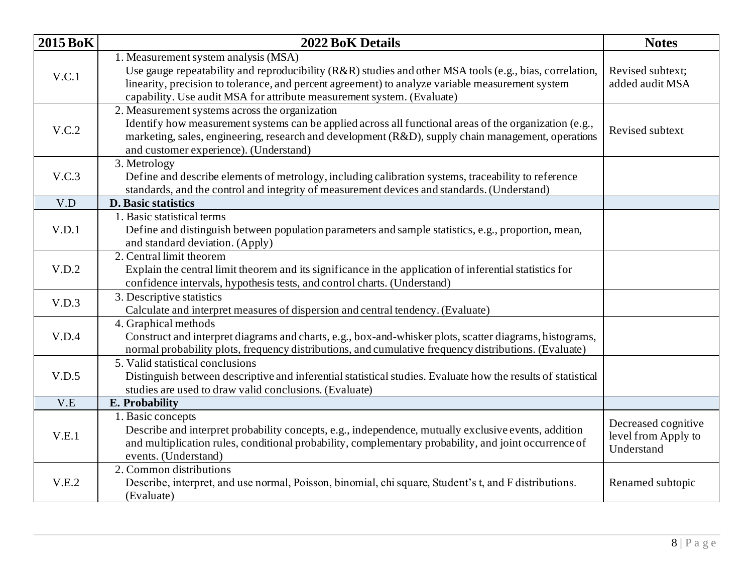| 2015 BoK | 2022 BoK Details | Notes |
|---|---|---|
| V.C.1 | 1. Measurement system analysis (MSA)<br>Use gauge repeatability and reproducibility (R&R) studies and other MSA tools (e.g., bias, correlation, linearity, precision to tolerance, and percent agreement) to analyze variable measurement system capability. Use audit MSA for attribute measurement system. (Evaluate) | Revised subtext; added audit MSA |
| V.C.2 | 2. Measurement systems across the organization<br>Identify how measurement systems can be applied across all functional areas of the organization (e.g., marketing, sales, engineering, research and development (R&D), supply chain management, operations and customer experience). (Understand) | Revised subtext |
| V.C.3 | 3. Metrology<br>Define and describe elements of metrology, including calibration systems, traceability to reference standards, and the control and integrity of measurement devices and standards. (Understand) | |
| V.D | **D. Basic statistics** | |
| V.D.1 | 1. Basic statistical terms<br>Define and distinguish between population parameters and sample statistics, e.g., proportion, mean, and standard deviation. (Apply) | |
| V.D.2 | 2. Central limit theorem<br>Explain the central limit theorem and its significance in the application of inferential statistics for confidence intervals, hypothesis tests, and control charts. (Understand) | |
| V.D.3 | 3. Descriptive statistics<br>Calculate and interpret measures of dispersion and central tendency. (Evaluate) | |
| V.D.4 | 4. Graphical methods<br>Construct and interpret diagrams and charts, e.g., box-and-whisker plots, scatter diagrams, histograms, normal probability plots, frequency distributions, and cumulative frequency distributions. (Evaluate) | |
| V.D.5 | 5. Valid statistical conclusions<br>Distinguish between descriptive and inferential statistical studies. Evaluate how the results of statistical studies are used to draw valid conclusions. (Evaluate) | |
| V.E | **E. Probability** | |
| V.E.1 | 1. Basic concepts<br>Describe and interpret probability concepts, e.g., independence, mutually exclusive events, addition and multiplication rules, conditional probability, complementary probability, and joint occurrence of events. (Understand) | Decreased cognitive level from Apply to Understand |
| V.E.2 | 2. Common distributions<br>Describe, interpret, and use normal, Poisson, binomial, chi square, Student's t, and F distributions. (Evaluate) | Renamed subtopic |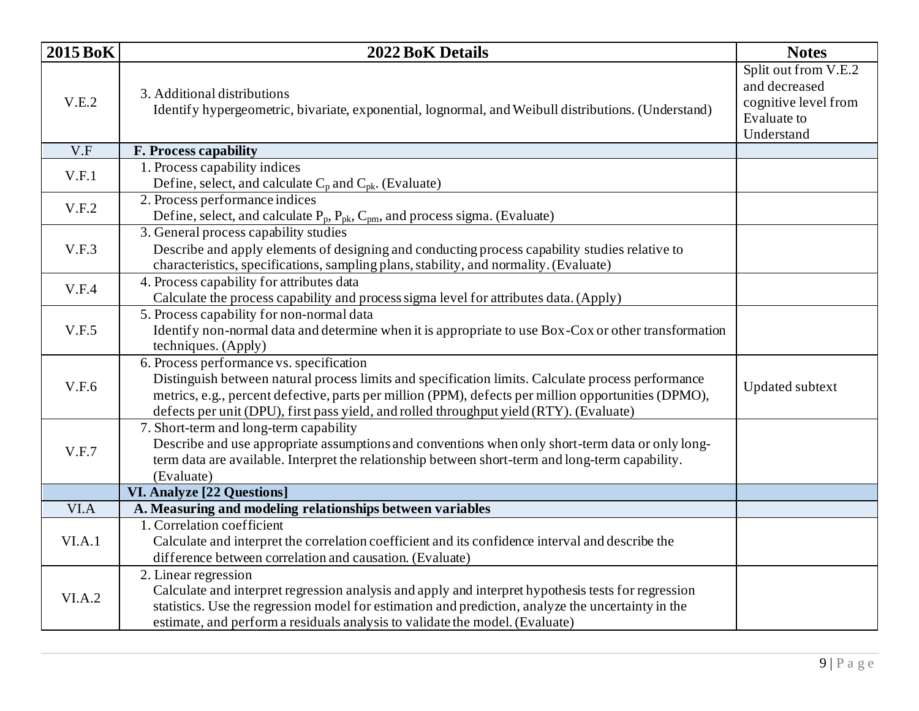| 2015 BoK | 2022 BoK Details | Notes |
|---|---|---|
| V.E.2 | 3. Additional distributions<br>Identify hypergeometric, bivariate, exponential, lognormal, and Weibull distributions. (Understand) | Split out from V.E.2 and decreased cognitive level from Evaluate to Understand |
| V.F | **F. Process capability** | |
| V.F.1 | 1. Process capability indices<br>Define, select, and calculate $C_p$ and $C_{pk}$. (Evaluate) | |
| V.F.2 | 2. Process performance indices<br>Define, select, and calculate $P_p$, $P_{pk}$, $C_{pm}$, and process sigma. (Evaluate) | |
| V.F.3 | 3. General process capability studies<br>Describe and apply elements of designing and conducting process capability studies relative to characteristics, specifications, sampling plans, stability, and normality. (Evaluate) | |
| V.F.4 | 4. Process capability for attributes data<br>Calculate the process capability and process sigma level for attributes data. (Apply) | |
| V.F.5 | 5. Process capability for non-normal data<br>Identify non-normal data and determine when it is appropriate to use Box-Cox or other transformation techniques. (Apply) | |
| V.F.6 | 6. Process performance vs. specification<br>Distinguish between natural process limits and specification limits. Calculate process performance metrics, e.g., percent defective, parts per million (PPM), defects per million opportunities (DPMO), defects per unit (DPU), first pass yield, and rolled throughput yield (RTY). (Evaluate) | Updated subtext |
| V.F.7 | 7. Short-term and long-term capability<br>Describe and use appropriate assumptions and conventions when only short-term data or only long-term data are available. Interpret the relationship between short-term and long-term capability. (Evaluate) | |
| | **VI. Analyze [22 Questions]** | |
| VI.A | **A. Measuring and modeling relationships between variables** | |
| VI.A.1 | 1. Correlation coefficient<br>Calculate and interpret the correlation coefficient and its confidence interval and describe the difference between correlation and causation. (Evaluate) | |
| VI.A.2 | 2. Linear regression<br>Calculate and interpret regression analysis and apply and interpret hypothesis tests for regression statistics. Use the regression model for estimation and prediction, analyze the uncertainty in the estimate, and perform a residuals analysis to validate the model. (Evaluate) | |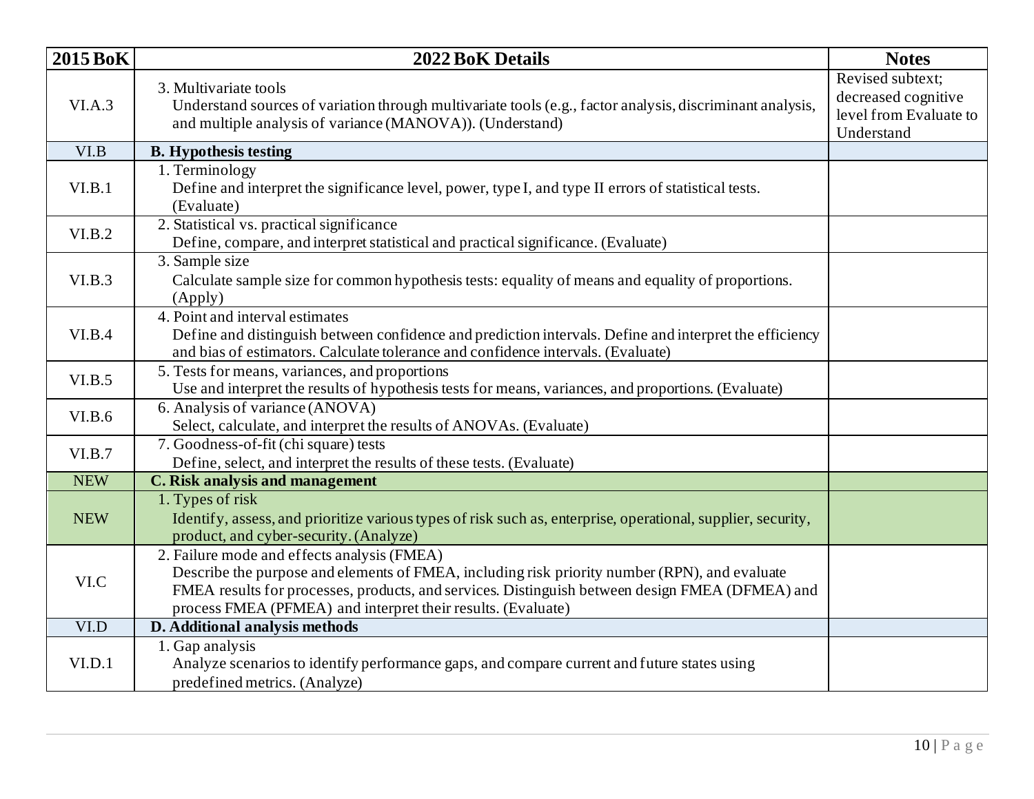| 2015 BoK | 2022 BoK Details | Notes |
|---|---|---|
| VI.A.3 | 3. Multivariate tools<br>Understand sources of variation through multivariate tools (e.g., factor analysis, discriminant analysis, and multiple analysis of variance (MANOVA)). (Understand) | Revised subtext; decreased cognitive level from Evaluate to Understand |
| VI.B | **B. Hypothesis testing** | |
| VI.B.1 | 1. Terminology<br>Define and interpret the significance level, power, type I, and type II errors of statistical tests. (Evaluate) | |
| VI.B.2 | 2. Statistical vs. practical significance<br>Define, compare, and interpret statistical and practical significance. (Evaluate) | |
| VI.B.3 | 3. Sample size<br>Calculate sample size for common hypothesis tests: equality of means and equality of proportions. (Apply) | |
| VI.B.4 | 4. Point and interval estimates<br>Define and distinguish between confidence and prediction intervals. Define and interpret the efficiency and bias of estimators. Calculate tolerance and confidence intervals. (Evaluate) | |
| VI.B.5 | 5. Tests for means, variances, and proportions<br>Use and interpret the results of hypothesis tests for means, variances, and proportions. (Evaluate) | |
| VI.B.6 | 6. Analysis of variance (ANOVA)<br>Select, calculate, and interpret the results of ANOVAs. (Evaluate) | |
| VI.B.7 | 7. Goodness-of-fit (chi square) tests<br>Define, select, and interpret the results of these tests. (Evaluate) | |
| NEW | **C. Risk analysis and management** | |
| NEW | 1. Types of risk<br>Identify, assess, and prioritize various types of risk such as, enterprise, operational, supplier, security, product, and cyber-security. (Analyze) | |
| VI.C | 2. Failure mode and effects analysis (FMEA)<br>Describe the purpose and elements of FMEA, including risk priority number (RPN), and evaluate FMEA results for processes, products, and services. Distinguish between design FMEA (DFMEA) and process FMEA (PFMEA) and interpret their results. (Evaluate) | |
| VI.D | **D. Additional analysis methods** | |
| VI.D.1 | 1. Gap analysis<br>Analyze scenarios to identify performance gaps, and compare current and future states using predefined metrics. (Analyze) | |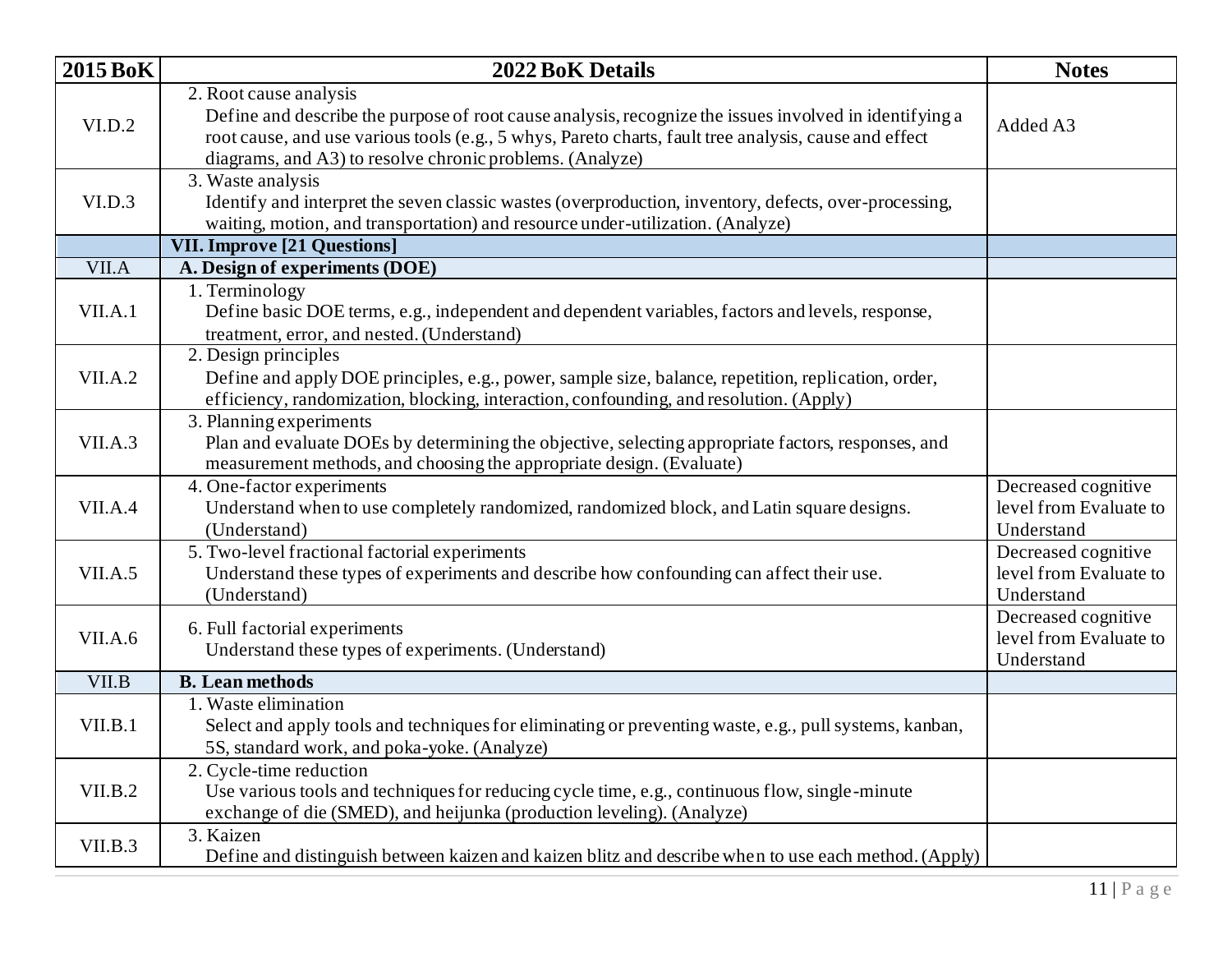| 2015 BoK | 2022 BoK Details | Notes |
|---|---|---|
| VI.D.2 | 2. Root cause analysis<br>Define and describe the purpose of root cause analysis, recognize the issues involved in identifying a root cause, and use various tools (e.g., 5 whys, Pareto charts, fault tree analysis, cause and effect diagrams, and A3) to resolve chronic problems. (Analyze) | Added A3 |
| VI.D.3 | 3. Waste analysis<br>Identify and interpret the seven classic wastes (overproduction, inventory, defects, over-processing, waiting, motion, and transportation) and resource under-utilization. (Analyze) | |
| | **VII. Improve [21 Questions]** | |
| VII.A | **A. Design of experiments (DOE)** | |
| VII.A.1 | 1. Terminology<br>Define basic DOE terms, e.g., independent and dependent variables, factors and levels, response, treatment, error, and nested. (Understand) | |
| VII.A.2 | 2. Design principles<br>Define and apply DOE principles, e.g., power, sample size, balance, repetition, replication, order, efficiency, randomization, blocking, interaction, confounding, and resolution. (Apply) | |
| VII.A.3 | 3. Planning experiments<br>Plan and evaluate DOEs by determining the objective, selecting appropriate factors, responses, and measurement methods, and choosing the appropriate design. (Evaluate) | |
| VII.A.4 | 4. One-factor experiments<br>Understand when to use completely randomized, randomized block, and Latin square designs. (Understand) | Decreased cognitive level from Evaluate to Understand |
| VII.A.5 | 5. Two-level fractional factorial experiments<br>Understand these types of experiments and describe how confounding can affect their use. (Understand) | Decreased cognitive level from Evaluate to Understand |
| VII.A.6 | 6. Full factorial experiments<br>Understand these types of experiments. (Understand) | Decreased cognitive level from Evaluate to Understand |
| VII.B | **B. Lean methods** | |
| VII.B.1 | 1. Waste elimination<br>Select and apply tools and techniques for eliminating or preventing waste, e.g., pull systems, kanban, 5S, standard work, and poka-yoke. (Analyze) | |
| VII.B.2 | 2. Cycle-time reduction<br>Use various tools and techniques for reducing cycle time, e.g., continuous flow, single-minute exchange of die (SMED), and heijunka (production leveling). (Analyze) | |
| VII.B.3 | 3. Kaizen<br>Define and distinguish between kaizen and kaizen blitz and describe when to use each method. (Apply) | |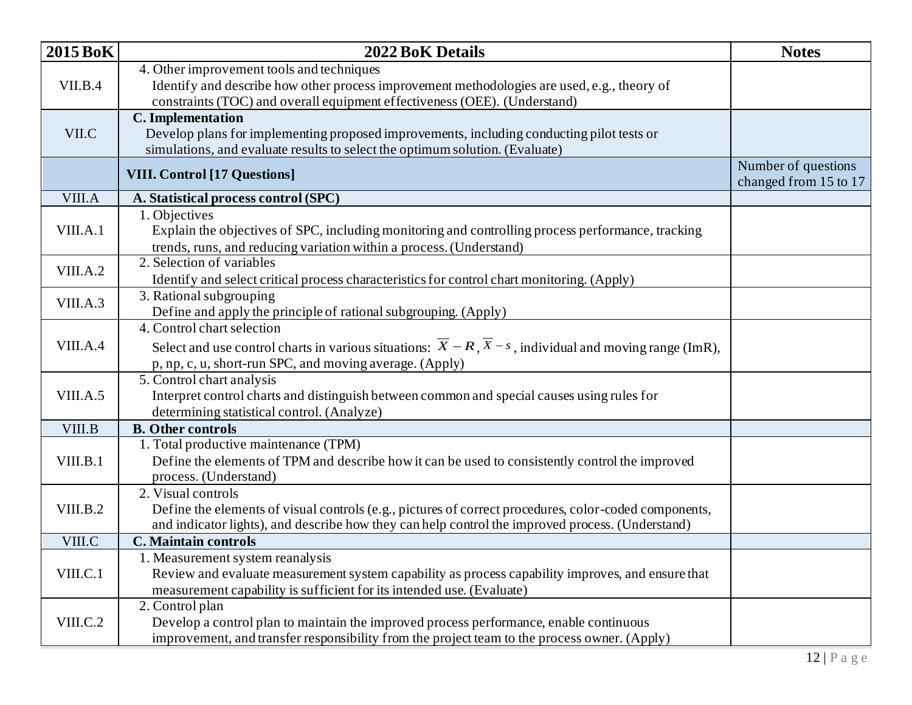| 2015 BoK | 2022 BoK Details | Notes |
|---|---|---|
| VII.B.4 | 4. Other improvement tools and techniques<br>Identify and describe how other process improvement methodologies are used, e.g., theory of constraints (TOC) and overall equipment effectiveness (OEE). (Understand) | |
| VII.C | **C. Implementation**<br>Develop plans for implementing proposed improvements, including conducting pilot tests or simulations, and evaluate results to select the optimum solution. (Evaluate) | |
| | **VIII. Control [17 Questions]** | Number of questions changed from 15 to 17 |
| VIII.A | **A. Statistical process control (SPC)** | |
| VIII.A.1 | 1. Objectives<br>Explain the objectives of SPC, including monitoring and controlling process performance, tracking trends, runs, and reducing variation within a process. (Understand) | |
| VIII.A.2 | 2. Selection of variables<br>Identify and select critical process characteristics for control chart monitoring. (Apply) | |
| VIII.A.3 | 3. Rational subgrouping<br>Define and apply the principle of rational subgrouping. (Apply) | |
| VIII.A.4 | 4. Control chart selection<br>Select and use control charts in various situations: $\overline{X}-R$, $\overline{X}-s$, individual and moving range (ImR), p, np, c, u, short-run SPC, and moving average. (Apply) | |
| VIII.A.5 | 5. Control chart analysis<br>Interpret control charts and distinguish between common and special causes using rules for determining statistical control. (Analyze) | |
| VIII.B | **B. Other controls** | |
| VIII.B.1 | 1. Total productive maintenance (TPM)<br>Define the elements of TPM and describe how it can be used to consistently control the improved process. (Understand) | |
| VIII.B.2 | 2. Visual controls<br>Define the elements of visual controls (e.g., pictures of correct procedures, color-coded components, and indicator lights), and describe how they can help control the improved process. (Understand) | |
| VIII.C | **C. Maintain controls** | |
| VIII.C.1 | 1. Measurement system reanalysis<br>Review and evaluate measurement system capability as process capability improves, and ensure that measurement capability is sufficient for its intended use. (Evaluate) | |
| VIII.C.2 | 2. Control plan<br>Develop a control plan to maintain the improved process performance, enable continuous improvement, and transfer responsibility from the project team to the process owner. (Apply) | |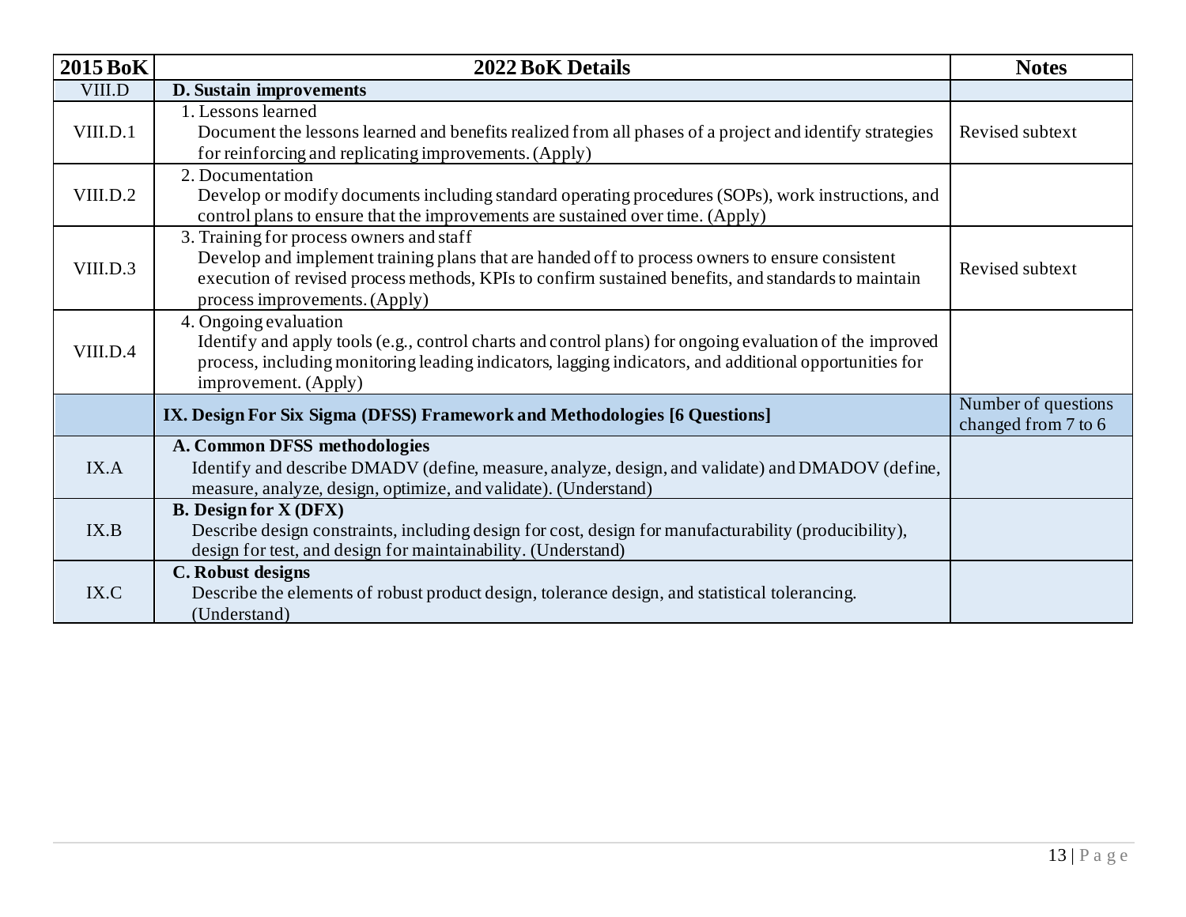| 2015 BoK | 2022 BoK Details | Notes |
|---|---|---|
| VIII.D | **D. Sustain improvements** | |
| VIII.D.1 | 1. Lessons learned<br>Document the lessons learned and benefits realized from all phases of a project and identify strategies for reinforcing and replicating improvements. (Apply) | Revised subtext |
| VIII.D.2 | 2. Documentation<br>Develop or modify documents including standard operating procedures (SOPs), work instructions, and control plans to ensure that the improvements are sustained over time. (Apply) | |
| VIII.D.3 | 3. Training for process owners and staff<br>Develop and implement training plans that are handed off to process owners to ensure consistent execution of revised process methods, KPIs to confirm sustained benefits, and standards to maintain process improvements. (Apply) | Revised subtext |
| VIII.D.4 | 4. Ongoing evaluation<br>Identify and apply tools (e.g., control charts and control plans) for ongoing evaluation of the improved process, including monitoring leading indicators, lagging indicators, and additional opportunities for improvement. (Apply) | |
| | **IX. Design For Six Sigma (DFSS) Framework and Methodologies [6 Questions]** | Number of questions changed from 7 to 6 |
| IX.A | **A. Common DFSS methodologies**<br>Identify and describe DMADV (define, measure, analyze, design, and validate) and DMADOV (define, measure, analyze, design, optimize, and validate). (Understand) | |
| IX.B | **B. Design for X (DFX)**<br>Describe design constraints, including design for cost, design for manufacturability (producibility), design for test, and design for maintainability. (Understand) | |
| IX.C | **C. Robust designs**<br>Describe the elements of robust product design, tolerance design, and statistical tolerancing. (Understand) | |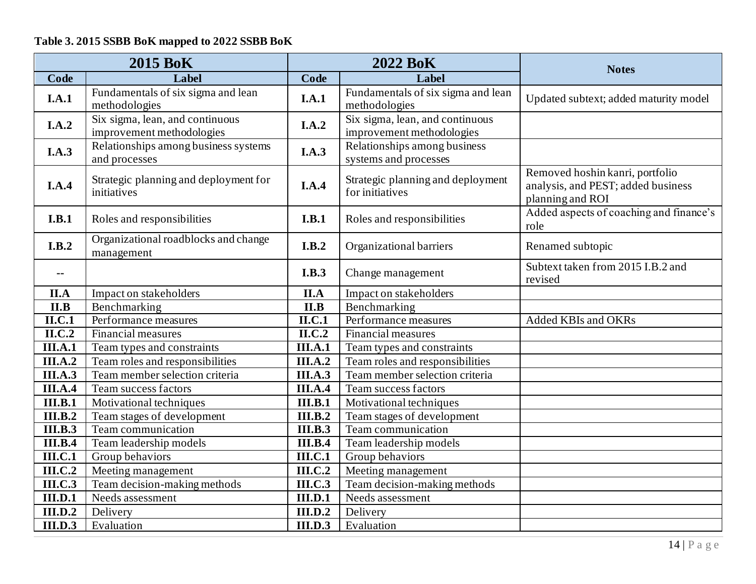**Table 3. 2015 SSBB BoK mapped to 2022 SSBB BoK**

| 2015 BoK | | 2022 BoK | | Notes |
|---|---|---|---|---|
| **Code** | **Label** | **Code** | **Label** | |
| **I.A.1** | Fundamentals of six sigma and lean methodologies | **I.A.1** | Fundamentals of six sigma and lean methodologies | Updated subtext; added maturity model |
| **I.A.2** | Six sigma, lean, and continuous improvement methodologies | **I.A.2** | Six sigma, lean, and continuous improvement methodologies | |
| **I.A.3** | Relationships among business systems and processes | **I.A.3** | Relationships among business systems and processes | |
| **I.A.4** | Strategic planning and deployment for initiatives | **I.A.4** | Strategic planning and deployment for initiatives | Removed hoshin kanri, portfolio analysis, and PEST; added business planning and ROI |
| **I.B.1** | Roles and responsibilities | **I.B.1** | Roles and responsibilities | Added aspects of coaching and finance's role |
| **I.B.2** | Organizational roadblocks and change management | **I.B.2** | Organizational barriers | Renamed subtopic |
| -- | | **I.B.3** | Change management | Subtext taken from 2015 I.B.2 and revised |
| **II.A** | Impact on stakeholders | **II.A** | Impact on stakeholders | |
| **II.B** | Benchmarking | **II.B** | Benchmarking | |
| **II.C.1** | Performance measures | **II.C.1** | Performance measures | Added KBIs and OKRs |
| **II.C.2** | Financial measures | **II.C.2** | Financial measures | |
| **III.A.1** | Team types and constraints | **III.A.1** | Team types and constraints | |
| **III.A.2** | Team roles and responsibilities | **III.A.2** | Team roles and responsibilities | |
| **III.A.3** | Team member selection criteria | **III.A.3** | Team member selection criteria | |
| **III.A.4** | Team success factors | **III.A.4** | Team success factors | |
| **III.B.1** | Motivational techniques | **III.B.1** | Motivational techniques | |
| **III.B.2** | Team stages of development | **III.B.2** | Team stages of development | |
| **III.B.3** | Team communication | **III.B.3** | Team communication | |
| **III.B.4** | Team leadership models | **III.B.4** | Team leadership models | |
| **III.C.1** | Group behaviors | **III.C.1** | Group behaviors | |
| **III.C.2** | Meeting management | **III.C.2** | Meeting management | |
| **III.C.3** | Team decision-making methods | **III.C.3** | Team decision-making methods | |
| **III.D.1** | Needs assessment | **III.D.1** | Needs assessment | |
| **III.D.2** | Delivery | **III.D.2** | Delivery | |
| **III.D.3** | Evaluation | **III.D.3** | Evaluation | |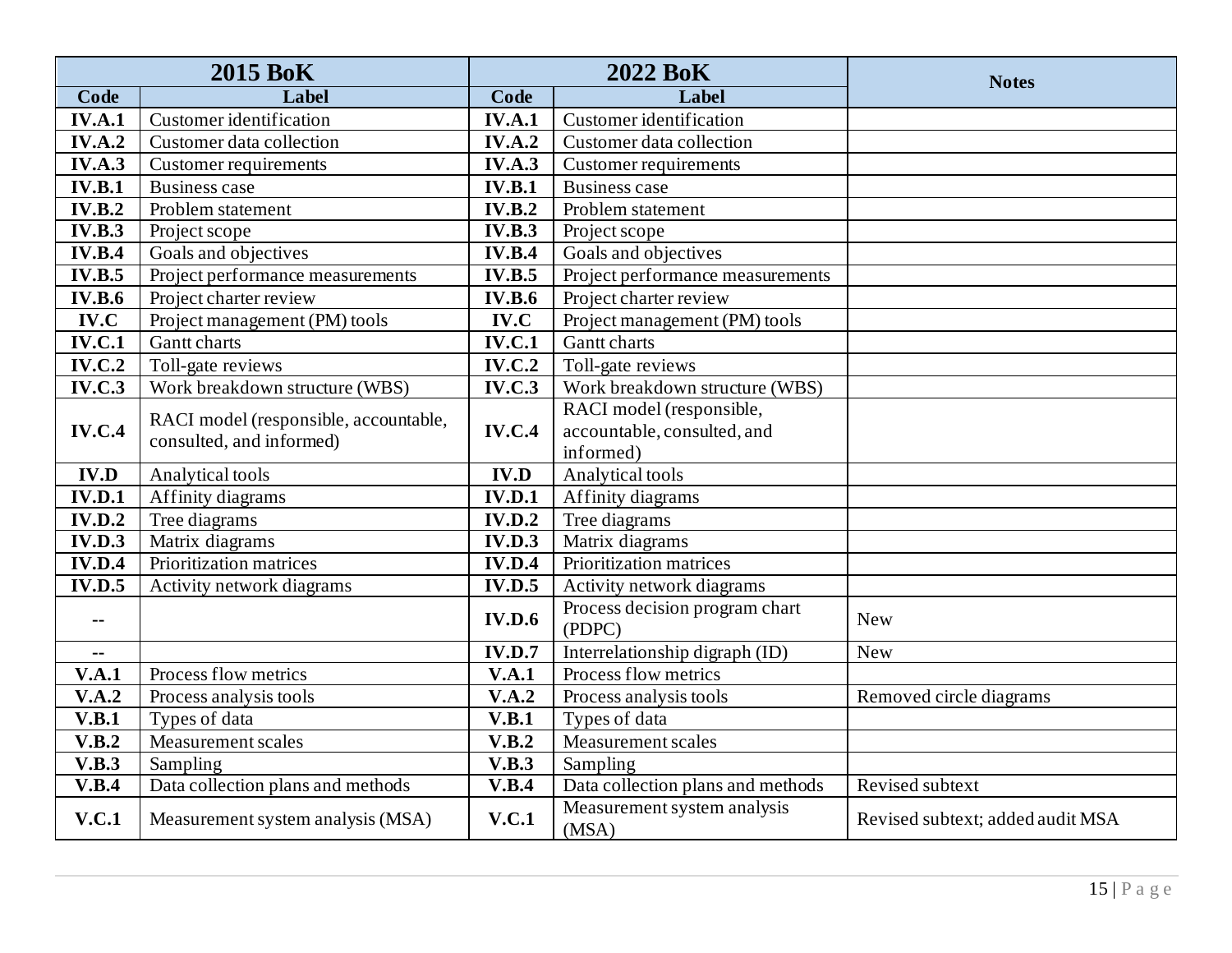| 2015 BoK | | 2022 BoK | | Notes |
|---|---|---|---|---|
| **Code** | **Label** | **Code** | **Label** | |
| **IV.A.1** | Customer identification | **IV.A.1** | Customer identification | |
| **IV.A.2** | Customer data collection | **IV.A.2** | Customer data collection | |
| **IV.A.3** | Customer requirements | **IV.A.3** | Customer requirements | |
| **IV.B.1** | Business case | **IV.B.1** | Business case | |
| **IV.B.2** | Problem statement | **IV.B.2** | Problem statement | |
| **IV.B.3** | Project scope | **IV.B.3** | Project scope | |
| **IV.B.4** | Goals and objectives | **IV.B.4** | Goals and objectives | |
| **IV.B.5** | Project performance measurements | **IV.B.5** | Project performance measurements | |
| **IV.B.6** | Project charter review | **IV.B.6** | Project charter review | |
| **IV.C** | Project management (PM) tools | **IV.C** | Project management (PM) tools | |
| **IV.C.1** | Gantt charts | **IV.C.1** | Gantt charts | |
| **IV.C.2** | Toll-gate reviews | **IV.C.2** | Toll-gate reviews | |
| **IV.C.3** | Work breakdown structure (WBS) | **IV.C.3** | Work breakdown structure (WBS) | |
| **IV.C.4** | RACI model (responsible, accountable, consulted, and informed) | **IV.C.4** | RACI model (responsible, accountable, consulted, and informed) | |
| **IV.D** | Analytical tools | **IV.D** | Analytical tools | |
| **IV.D.1** | Affinity diagrams | **IV.D.1** | Affinity diagrams | |
| **IV.D.2** | Tree diagrams | **IV.D.2** | Tree diagrams | |
| **IV.D.3** | Matrix diagrams | **IV.D.3** | Matrix diagrams | |
| **IV.D.4** | Prioritization matrices | **IV.D.4** | Prioritization matrices | |
| **IV.D.5** | Activity network diagrams | **IV.D.5** | Activity network diagrams | |
| -- | | **IV.D.6** | Process decision program chart (PDPC) | New |
| -- | | **IV.D.7** | Interrelationship digraph (ID) | New |
| **V.A.1** | Process flow metrics | **V.A.1** | Process flow metrics | |
| **V.A.2** | Process analysis tools | **V.A.2** | Process analysis tools | Removed circle diagrams |
| **V.B.1** | Types of data | **V.B.1** | Types of data | |
| **V.B.2** | Measurement scales | **V.B.2** | Measurement scales | |
| **V.B.3** | Sampling | **V.B.3** | Sampling | |
| **V.B.4** | Data collection plans and methods | **V.B.4** | Data collection plans and methods | Revised subtext |
| **V.C.1** | Measurement system analysis (MSA) | **V.C.1** | Measurement system analysis (MSA) | Revised subtext; added audit MSA |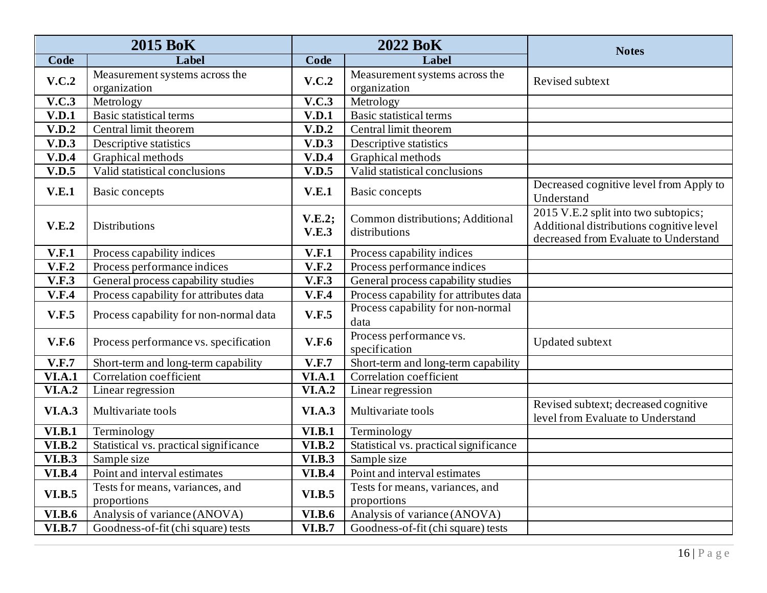| 2015 BoK | | 2022 BoK | | Notes |
|---|---|---|---|---|
| **Code** | **Label** | **Code** | **Label** | |
| **V.C.2** | Measurement systems across the organization | **V.C.2** | Measurement systems across the organization | Revised subtext |
| **V.C.3** | Metrology | **V.C.3** | Metrology | |
| **V.D.1** | Basic statistical terms | **V.D.1** | Basic statistical terms | |
| **V.D.2** | Central limit theorem | **V.D.2** | Central limit theorem | |
| **V.D.3** | Descriptive statistics | **V.D.3** | Descriptive statistics | |
| **V.D.4** | Graphical methods | **V.D.4** | Graphical methods | |
| **V.D.5** | Valid statistical conclusions | **V.D.5** | Valid statistical conclusions | |
| **V.E.1** | Basic concepts | **V.E.1** | Basic concepts | Decreased cognitive level from Apply to Understand |
| **V.E.2** | Distributions | **V.E.2; V.E.3** | Common distributions; Additional distributions | 2015 V.E.2 split into two subtopics; Additional distributions cognitive level decreased from Evaluate to Understand |
| **V.F.1** | Process capability indices | **V.F.1** | Process capability indices | |
| **V.F.2** | Process performance indices | **V.F.2** | Process performance indices | |
| **V.F.3** | General process capability studies | **V.F.3** | General process capability studies | |
| **V.F.4** | Process capability for attributes data | **V.F.4** | Process capability for attributes data | |
| **V.F.5** | Process capability for non-normal data | **V.F.5** | Process capability for non-normal data | |
| **V.F.6** | Process performance vs. specification | **V.F.6** | Process performance vs. specification | Updated subtext |
| **V.F.7** | Short-term and long-term capability | **V.F.7** | Short-term and long-term capability | |
| **VI.A.1** | Correlation coefficient | **VI.A.1** | Correlation coefficient | |
| **VI.A.2** | Linear regression | **VI.A.2** | Linear regression | |
| **VI.A.3** | Multivariate tools | **VI.A.3** | Multivariate tools | Revised subtext; decreased cognitive level from Evaluate to Understand |
| **VI.B.1** | Terminology | **VI.B.1** | Terminology | |
| **VI.B.2** | Statistical vs. practical significance | **VI.B.2** | Statistical vs. practical significance | |
| **VI.B.3** | Sample size | **VI.B.3** | Sample size | |
| **VI.B.4** | Point and interval estimates | **VI.B.4** | Point and interval estimates | |
| **VI.B.5** | Tests for means, variances, and proportions | **VI.B.5** | Tests for means, variances, and proportions | |
| **VI.B.6** | Analysis of variance (ANOVA) | **VI.B.6** | Analysis of variance (ANOVA) | |
| **VI.B.7** | Goodness-of-fit (chi square) tests | **VI.B.7** | Goodness-of-fit (chi square) tests | |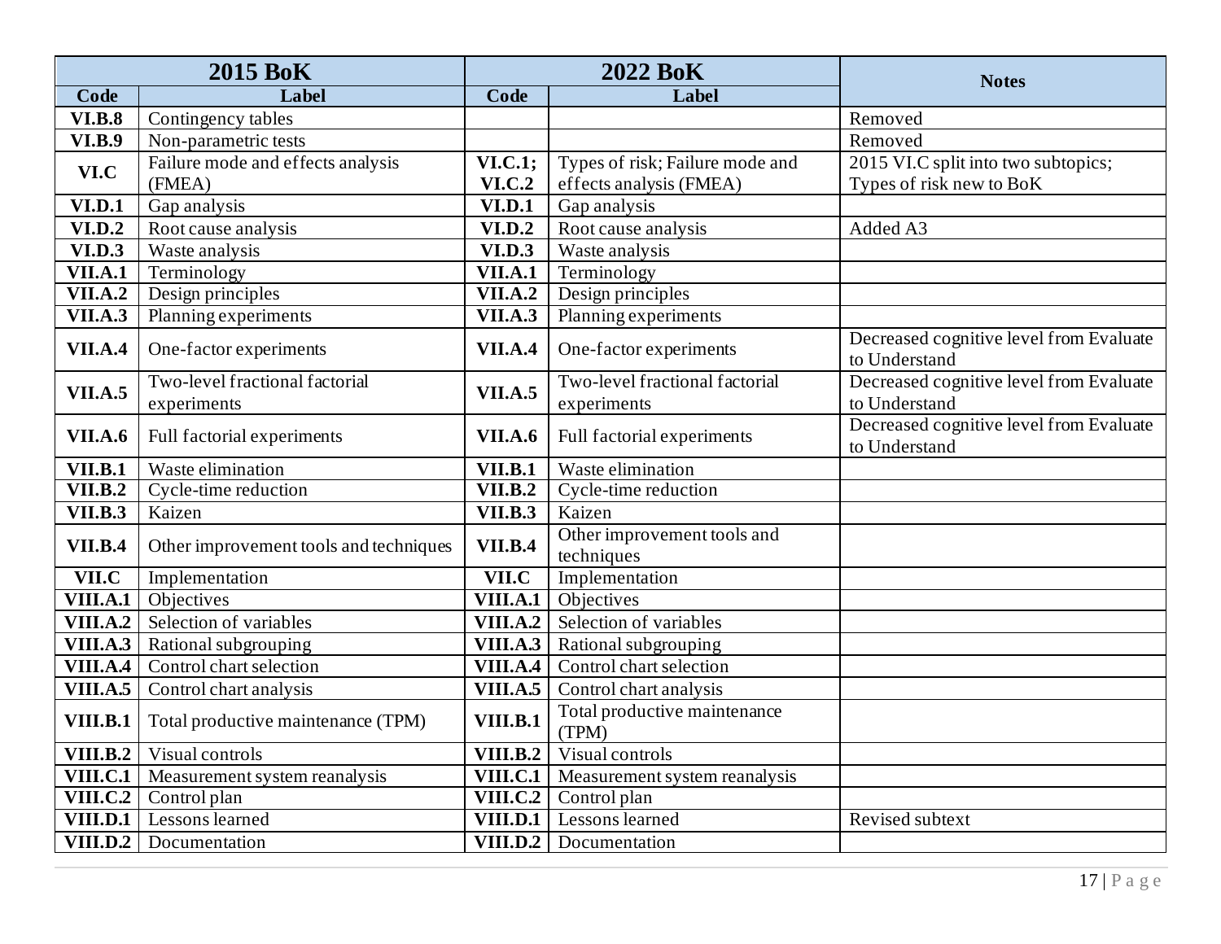| 2015 BoK | | 2022 BoK | | Notes |
|---|---|---|---|---|
| **Code** | **Label** | **Code** | **Label** | |
| **VI.B.8** | Contingency tables | | | Removed |
| **VI.B.9** | Non-parametric tests | | | Removed |
| **VI.C** | Failure mode and effects analysis (FMEA) | **VI.C.1; VI.C.2** | Types of risk; Failure mode and effects analysis (FMEA) | 2015 VI.C split into two subtopics; Types of risk new to BoK |
| **VI.D.1** | Gap analysis | **VI.D.1** | Gap analysis | |
| **VI.D.2** | Root cause analysis | **VI.D.2** | Root cause analysis | Added A3 |
| **VI.D.3** | Waste analysis | **VI.D.3** | Waste analysis | |
| **VII.A.1** | Terminology | **VII.A.1** | Terminology | |
| **VII.A.2** | Design principles | **VII.A.2** | Design principles | |
| **VII.A.3** | Planning experiments | **VII.A.3** | Planning experiments | |
| **VII.A.4** | One-factor experiments | **VII.A.4** | One-factor experiments | Decreased cognitive level from Evaluate to Understand |
| **VII.A.5** | Two-level fractional factorial experiments | **VII.A.5** | Two-level fractional factorial experiments | Decreased cognitive level from Evaluate to Understand |
| **VII.A.6** | Full factorial experiments | **VII.A.6** | Full factorial experiments | Decreased cognitive level from Evaluate to Understand |
| **VII.B.1** | Waste elimination | **VII.B.1** | Waste elimination | |
| **VII.B.2** | Cycle-time reduction | **VII.B.2** | Cycle-time reduction | |
| **VII.B.3** | Kaizen | **VII.B.3** | Kaizen | |
| **VII.B.4** | Other improvement tools and techniques | **VII.B.4** | Other improvement tools and techniques | |
| **VII.C** | Implementation | **VII.C** | Implementation | |
| **VIII.A.1** | Objectives | **VIII.A.1** | Objectives | |
| **VIII.A.2** | Selection of variables | **VIII.A.2** | Selection of variables | |
| **VIII.A.3** | Rational subgrouping | **VIII.A.3** | Rational subgrouping | |
| **VIII.A.4** | Control chart selection | **VIII.A.4** | Control chart selection | |
| **VIII.A.5** | Control chart analysis | **VIII.A.5** | Control chart analysis | |
| **VIII.B.1** | Total productive maintenance (TPM) | **VIII.B.1** | Total productive maintenance (TPM) | |
| **VIII.B.2** | Visual controls | **VIII.B.2** | Visual controls | |
| **VIII.C.1** | Measurement system reanalysis | **VIII.C.1** | Measurement system reanalysis | |
| **VIII.C.2** | Control plan | **VIII.C.2** | Control plan | |
| **VIII.D.1** | Lessons learned | **VIII.D.1** | Lessons learned | Revised subtext |
| **VIII.D.2** | Documentation | **VIII.D.2** | Documentation | |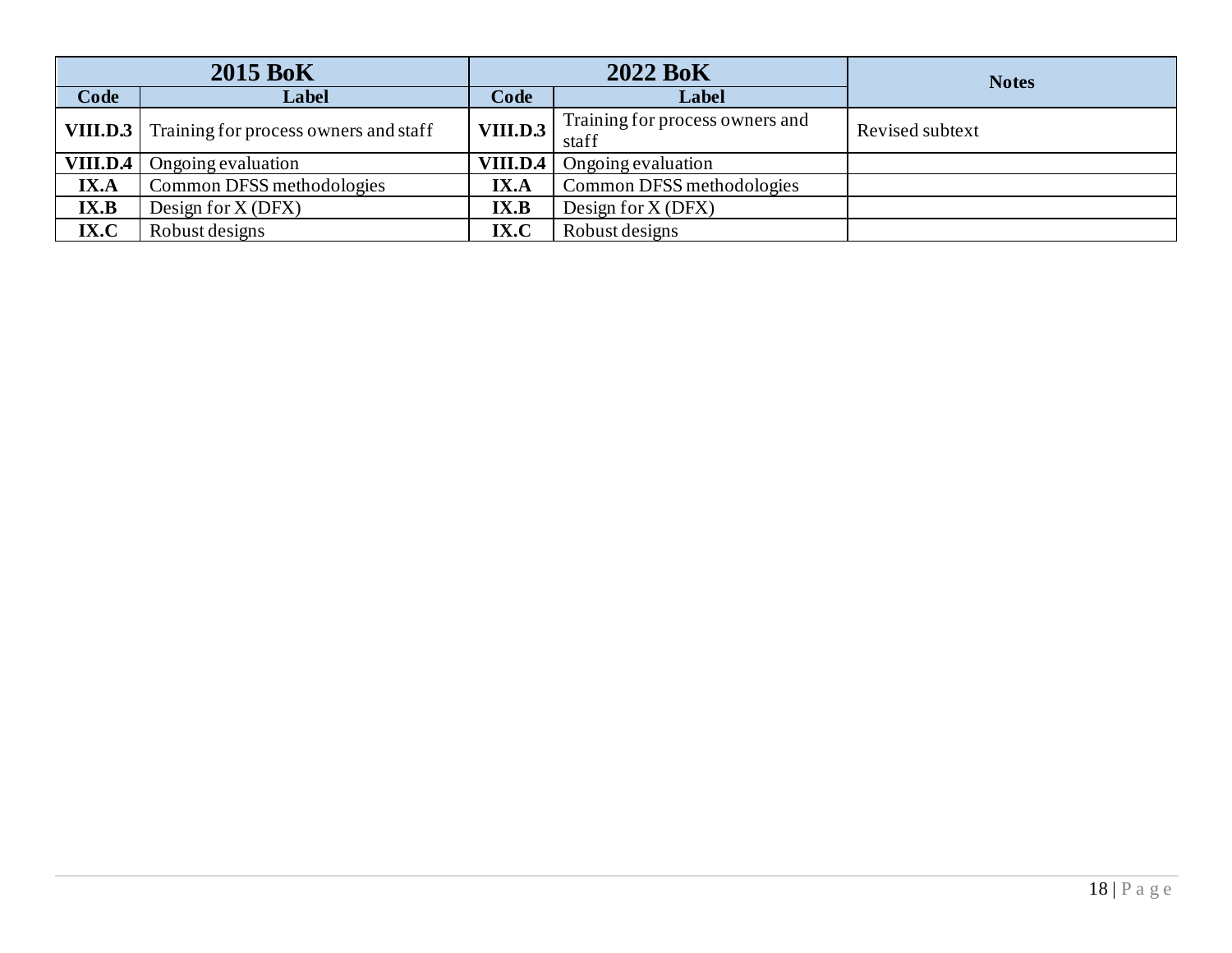| 2015 BoK | | 2022 BoK | | Notes |
|---|---|---|---|---|
| **Code** | **Label** | **Code** | **Label** | |
| **VIII.D.3** | Training for process owners and staff | **VIII.D.3** | Training for process owners and staff | Revised subtext |
| **VIII.D.4** | Ongoing evaluation | **VIII.D.4** | Ongoing evaluation | |
| **IX.A** | Common DFSS methodologies | **IX.A** | Common DFSS methodologies | |
| **IX.B** | Design for X (DFX) | **IX.B** | Design for X (DFX) | |
| **IX.C** | Robust designs | **IX.C** | Robust designs | |